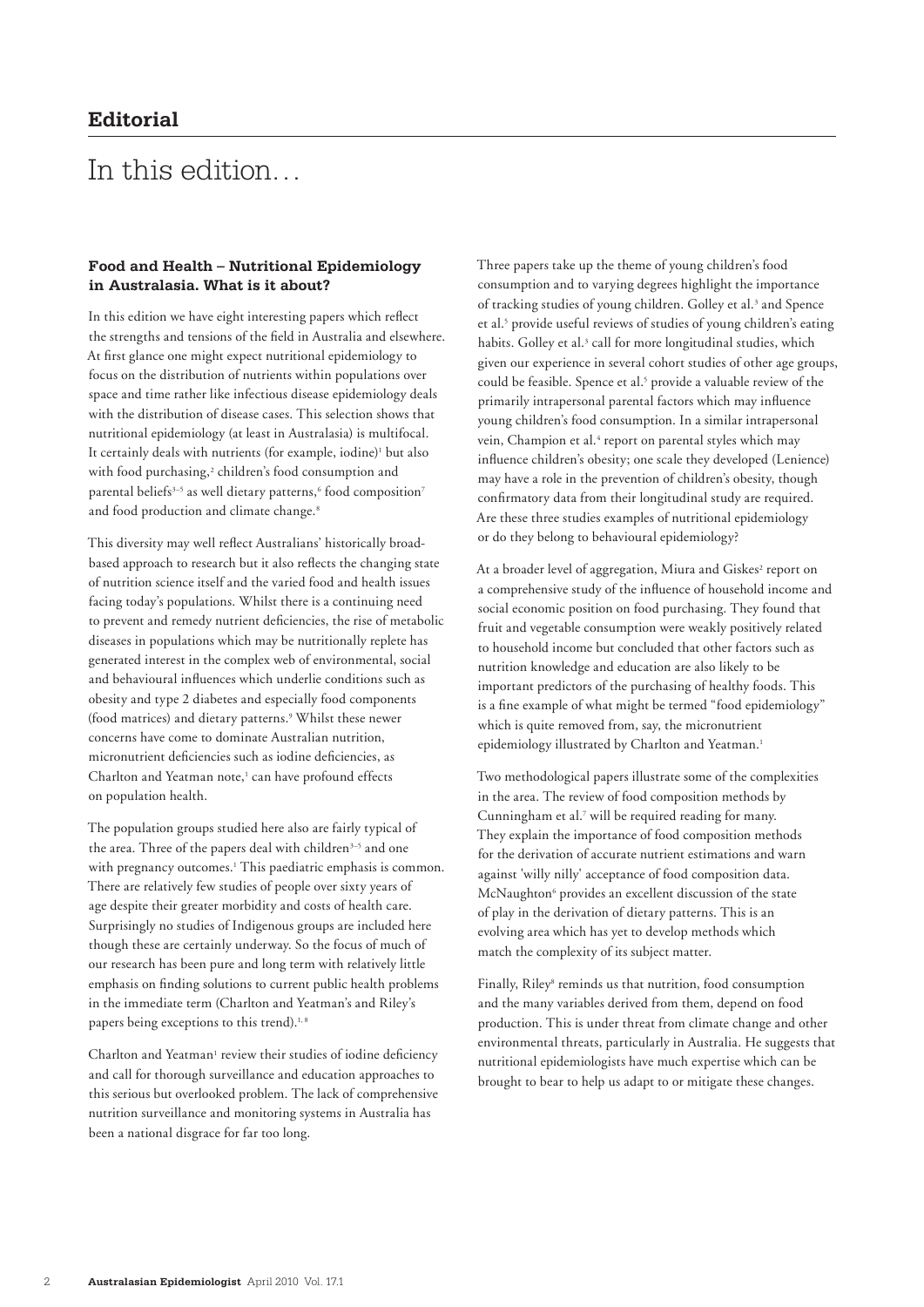# Editorial

## In this edition…

### Food and Health – Nutritional Epidemiology in Australasia. What is it about?

In this edition we have eight interesting papers which reflect the strengths and tensions of the field in Australia and elsewhere. At first glance one might expect nutritional epidemiology to focus on the distribution of nutrients within populations over space and time rather like infectious disease epidemiology deals with the distribution of disease cases. This selection shows that nutritional epidemiology (at least in Australasia) is multifocal. It certainly deals with nutrients (for example, iodine)[1] but also with food purchasing,[2] children's food consumption and parental beliefs[3–5] as well dietary patterns,[6] food composition[7] and food production and climate change.[8]

This diversity may well reflect Australians' historically broad-based approach to research but it also reflects the changing state of nutrition science itself and the varied food and health issues facing today's populations. Whilst there is a continuing need to prevent and remedy nutrient deficiencies, the rise of metabolic diseases in populations which may be nutritionally replete has generated interest in the complex web of environmental, social and behavioural influences which underlie conditions such as obesity and type 2 diabetes and especially food components (food matrices) and dietary patterns.[9] Whilst these newer concerns have come to dominate Australian nutrition, micronutrient deficiencies such as iodine deficiencies, as Charlton and Yeatman note,[1] can have profound effects on population health.

The population groups studied here also are fairly typical of the area. Three of the papers deal with children[3–5] and one with pregnancy outcomes.[1] This paediatric emphasis is common. There are relatively few studies of people over sixty years of age despite their greater morbidity and costs of health care. Surprisingly no studies of Indigenous groups are included here though these are certainly underway. So the focus of much of our research has been pure and long term with relatively little emphasis on finding solutions to current public health problems in the immediate term (Charlton and Yeatman's and Riley's papers being exceptions to this trend).[1, 8]

Charlton and Yeatman[1] review their studies of iodine deficiency and call for thorough surveillance and education approaches to this serious but overlooked problem. The lack of comprehensive nutrition surveillance and monitoring systems in Australia has been a national disgrace for far too long.

Three papers take up the theme of young children's food consumption and to varying degrees highlight the importance of tracking studies of young children. Golley et al.[3] and Spence et al.[5] provide useful reviews of studies of young children's eating habits. Golley et al.[3] call for more longitudinal studies, which given our experience in several cohort studies of other age groups, could be feasible. Spence et al.[5] provide a valuable review of the primarily intrapersonal parental factors which may influence young children's food consumption. In a similar intrapersonal vein, Champion et al.[4] report on parental styles which may influence children's obesity; one scale they developed (Lenience) may have a role in the prevention of children's obesity, though confirmatory data from their longitudinal study are required. Are these three studies examples of nutritional epidemiology or do they belong to behavioural epidemiology?

At a broader level of aggregation, Miura and Giskes[2] report on a comprehensive study of the influence of household income and social economic position on food purchasing. They found that fruit and vegetable consumption were weakly positively related to household income but concluded that other factors such as nutrition knowledge and education are also likely to be important predictors of the purchasing of healthy foods. This is a fine example of what might be termed "food epidemiology" which is quite removed from, say, the micronutrient epidemiology illustrated by Charlton and Yeatman.[1]

Two methodological papers illustrate some of the complexities in the area. The review of food composition methods by Cunningham et al.[7] will be required reading for many. They explain the importance of food composition methods for the derivation of accurate nutrient estimations and warn against 'willy nilly' acceptance of food composition data. McNaughton[6] provides an excellent discussion of the state of play in the derivation of dietary patterns. This is an evolving area which has yet to develop methods which match the complexity of its subject matter.

Finally, Riley[8] reminds us that nutrition, food consumption and the many variables derived from them, depend on food production. This is under threat from climate change and other environmental threats, particularly in Australia. He suggests that nutritional epidemiologists have much expertise which can be brought to bear to help us adapt to or mitigate these changes.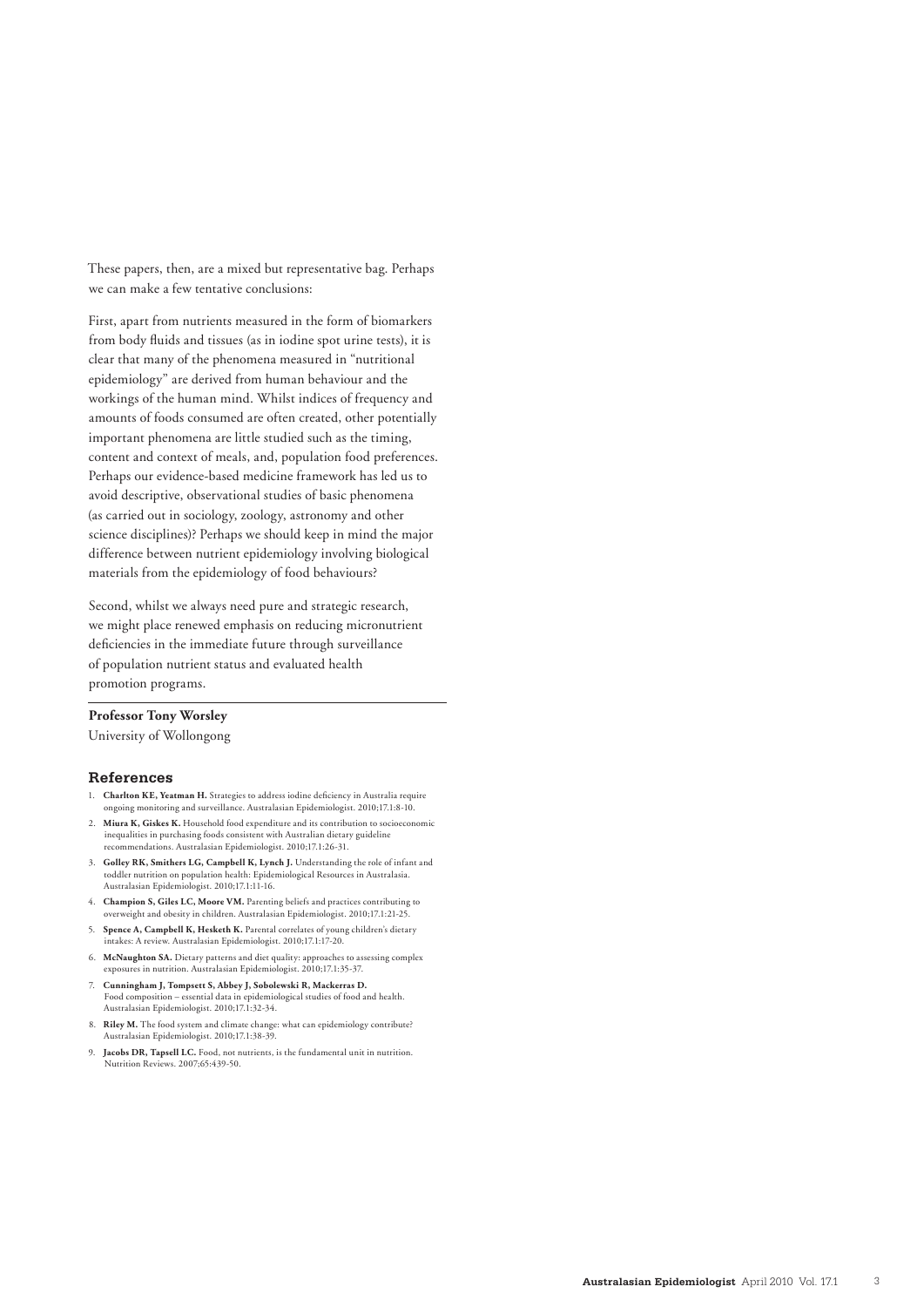These papers, then, are a mixed but representative bag. Perhaps we can make a few tentative conclusions:

First, apart from nutrients measured in the form of biomarkers from body fluids and tissues (as in iodine spot urine tests), it is clear that many of the phenomena measured in "nutritional epidemiology" are derived from human behaviour and the workings of the human mind. Whilst indices of frequency and amounts of foods consumed are often created, other potentially important phenomena are little studied such as the timing, content and context of meals, and, population food preferences. Perhaps our evidence-based medicine framework has led us to avoid descriptive, observational studies of basic phenomena (as carried out in sociology, zoology, astronomy and other science disciplines)? Perhaps we should keep in mind the major difference between nutrient epidemiology involving biological materials from the epidemiology of food behaviours?

Second, whilst we always need pure and strategic research, we might place renewed emphasis on reducing micronutrient deficiencies in the immediate future through surveillance of population nutrient status and evaluated health promotion programs.

**Professor Tony Worsley**
University of Wollongong

## References

1. **Charlton KE, Yeatman H.** Strategies to address iodine deficiency in Australia require ongoing monitoring and surveillance. Australasian Epidemiologist. 2010;17.1:8-10.
2. **Miura K, Giskes K.** Household food expenditure and its contribution to socioeconomic inequalities in purchasing foods consistent with Australian dietary guideline recommendations. Australasian Epidemiologist. 2010;17.1:26-31.
3. **Golley RK, Smithers LG, Campbell K, Lynch J.** Understanding the role of infant and toddler nutrition on population health: Epidemiological Resources in Australasia. Australasian Epidemiologist. 2010;17.1:11-16.
4. **Champion S, Giles LC, Moore VM.** Parenting beliefs and practices contributing to overweight and obesity in children. Australasian Epidemiologist. 2010;17.1:21-25.
5. **Spence A, Campbell K, Hesketh K.** Parental correlates of young children's dietary intakes: A review. Australasian Epidemiologist. 2010;17.1:17-20.
6. **McNaughton SA.** Dietary patterns and diet quality: approaches to assessing complex exposures in nutrition. Australasian Epidemiologist. 2010;17.1:35-37.
7. **Cunningham J, Tompsett S, Abbey J, Sobolewski R, Mackerras D.** Food composition – essential data in epidemiological studies of food and health. Australasian Epidemiologist. 2010;17.1:32-34.
8. **Riley M.** The food system and climate change: what can epidemiology contribute? Australasian Epidemiologist. 2010;17.1:38-39.
9. **Jacobs DR, Tapsell LC.** Food, not nutrients, is the fundamental unit in nutrition. Nutrition Reviews. 2007;65:439-50.